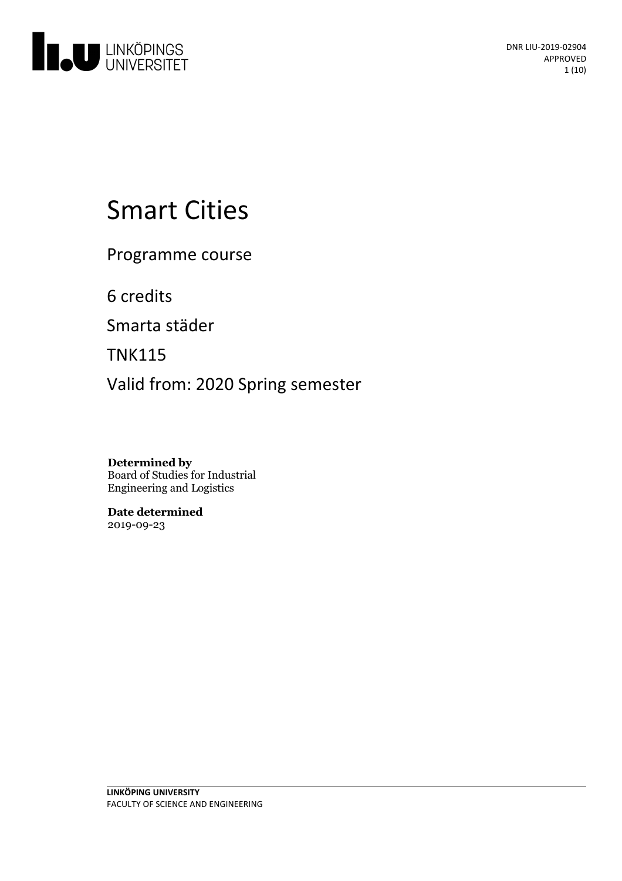# Smart Cities

Programme course

6 credits

Smarta städer

TNK115

Valid from: 2020 Spring semester

**Determined by**
Board of Studies for Industrial Engineering and Logistics

**Date determined**
2019-09-23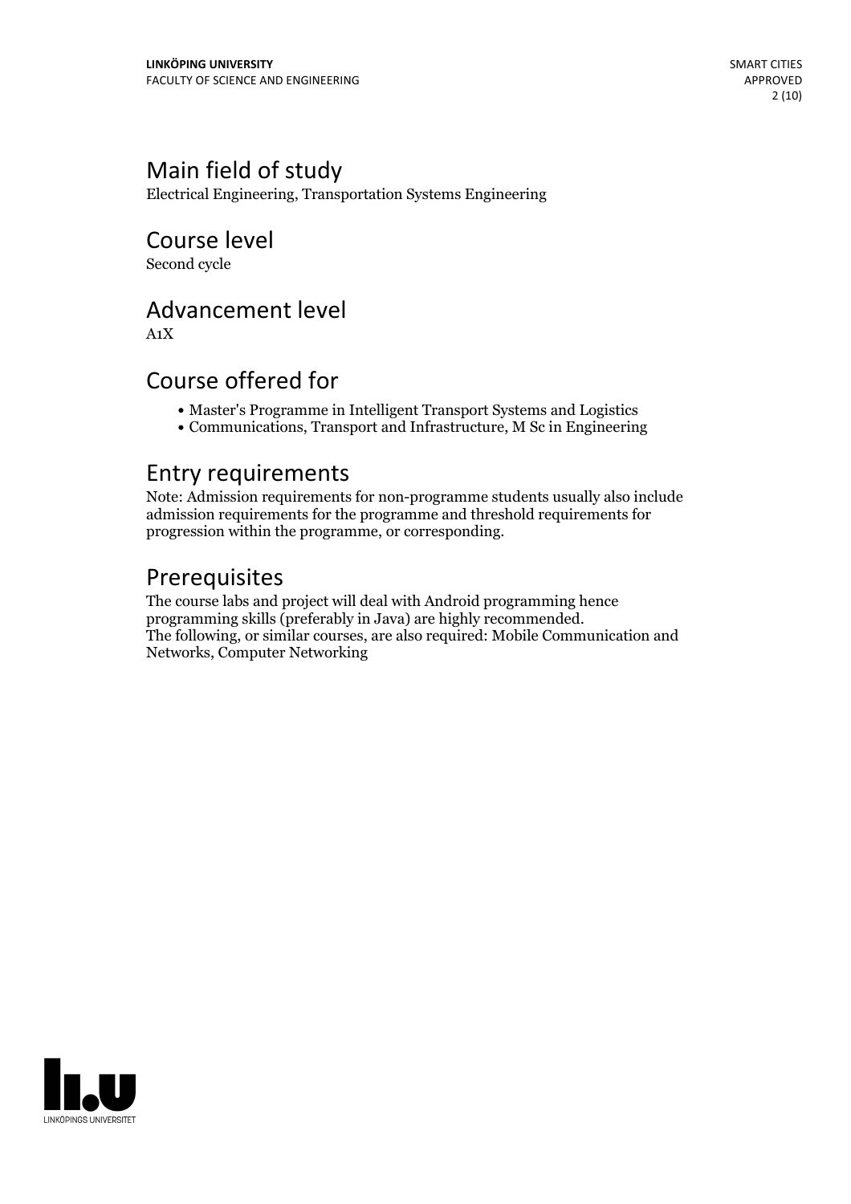## Main field of study

Electrical Engineering, Transportation Systems Engineering

## Course level

Second cycle

## Advancement level

A1X

## Course offered for

- Master's Programme in Intelligent Transport Systems and Logistics
- Communications, Transport and Infrastructure, M Sc in Engineering

## Entry requirements

Note: Admission requirements for non-programme students usually also include admission requirements for the programme and threshold requirements for progression within the programme, or corresponding.

## Prerequisites

The course labs and project will deal with Android programming hence programming skills (preferably in Java) are highly recommended.
The following, or similar courses, are also required: Mobile Communication and Networks, Computer Networking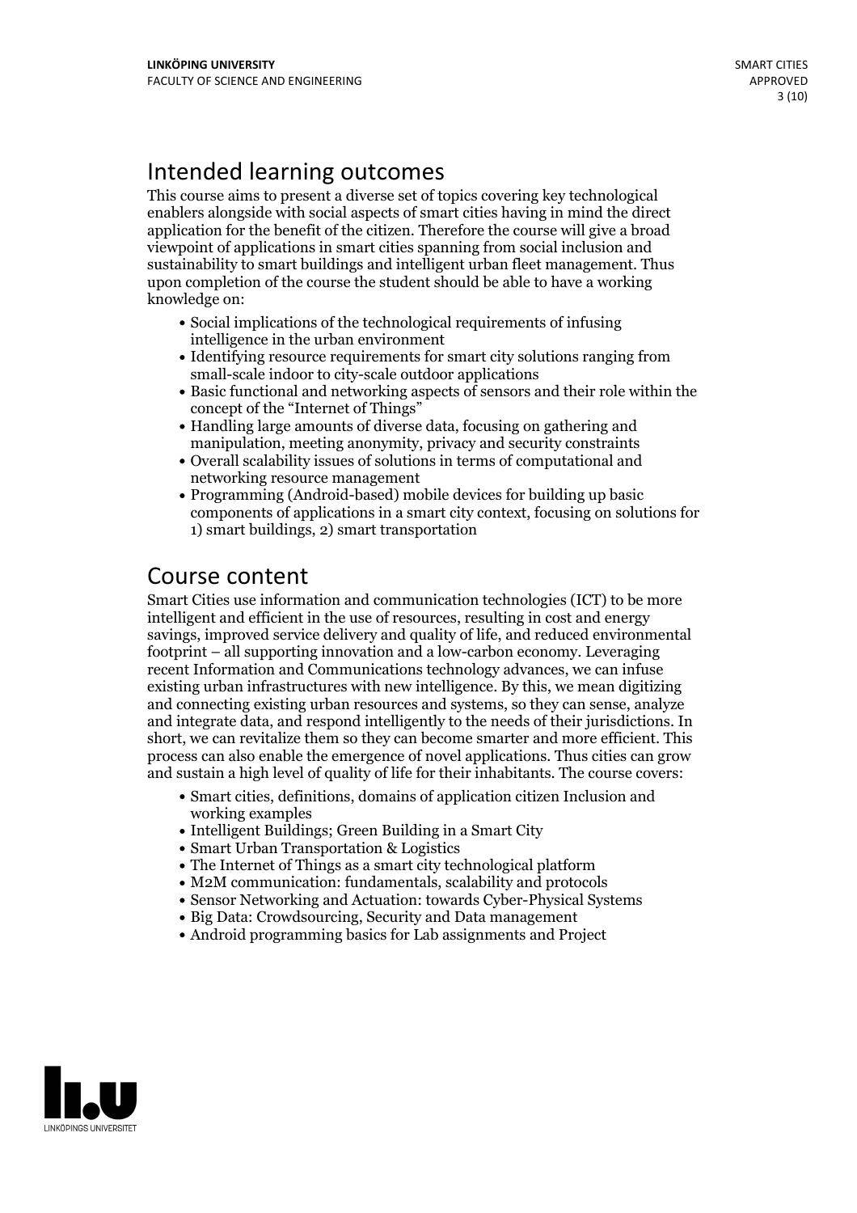## Intended learning outcomes

This course aims to present a diverse set of topics covering key technological enablers alongside with social aspects of smart cities having in mind the direct application for the benefit of the citizen. Therefore the course will give a broad viewpoint of applications in smart cities spanning from social inclusion and sustainability to smart buildings and intelligent urban fleet management. Thus upon completion of the course the student should be able to have a working knowledge on:

- Social implications of the technological requirements of infusing intelligence in the urban environment
- Identifying resource requirements for smart city solutions ranging from small-scale indoor to city-scale outdoor applications
- Basic functional and networking aspects of sensors and their role within the concept of the "Internet of Things"
- Handling large amounts of diverse data, focusing on gathering and manipulation, meeting anonymity, privacy and security constraints
- Overall scalability issues of solutions in terms of computational and networking resource management
- Programming (Android-based) mobile devices for building up basic components of applications in a smart city context, focusing on solutions for 1) smart buildings, 2) smart transportation

## Course content

Smart Cities use information and communication technologies (ICT) to be more intelligent and efficient in the use of resources, resulting in cost and energy savings, improved service delivery and quality of life, and reduced environmental footprint – all supporting innovation and a low-carbon economy. Leveraging recent Information and Communications technology advances, we can infuse existing urban infrastructures with new intelligence. By this, we mean digitizing and connecting existing urban resources and systems, so they can sense, analyze and integrate data, and respond intelligently to the needs of their jurisdictions. In short, we can revitalize them so they can become smarter and more efficient. This process can also enable the emergence of novel applications. Thus cities can grow and sustain a high level of quality of life for their inhabitants. The course covers:

- Smart cities, definitions, domains of application citizen Inclusion and working examples
- Intelligent Buildings; Green Building in a Smart City
- Smart Urban Transportation & Logistics
- The Internet of Things as a smart city technological platform
- M2M communication: fundamentals, scalability and protocols
- Sensor Networking and Actuation: towards Cyber-Physical Systems
- Big Data: Crowdsourcing, Security and Data management
- Android programming basics for Lab assignments and Project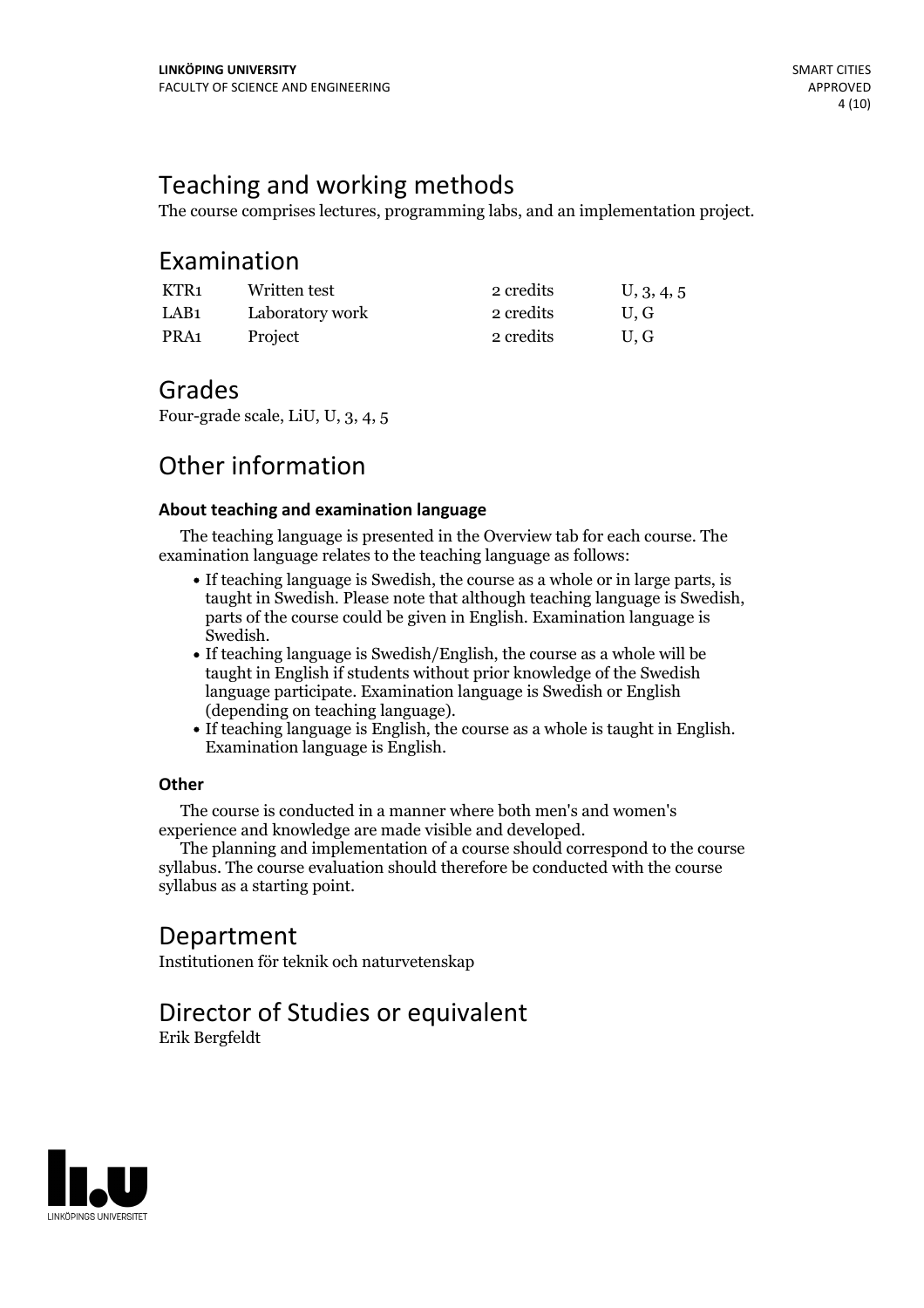## Teaching and working methods

The course comprises lectures, programming labs, and an implementation project.

## Examination

| | | | |
|---|---|---|---|
| KTR1 | Written test | 2 credits | U, 3, 4, 5 |
| LAB1 | Laboratory work | 2 credits | U, G |
| PRA1 | Project | 2 credits | U, G |

## Grades

Four-grade scale, LiU, U, 3, 4, 5

## Other information

### About teaching and examination language

The teaching language is presented in the Overview tab for each course. The examination language relates to the teaching language as follows:

- If teaching language is Swedish, the course as a whole or in large parts, is taught in Swedish. Please note that although teaching language is Swedish, parts of the course could be given in English. Examination language is Swedish.
- If teaching language is Swedish/English, the course as a whole will be taught in English if students without prior knowledge of the Swedish language participate. Examination language is Swedish or English (depending on teaching language).
- If teaching language is English, the course as a whole is taught in English. Examination language is English.

### Other

The course is conducted in a manner where both men's and women's experience and knowledge are made visible and developed.

The planning and implementation of a course should correspond to the course syllabus. The course evaluation should therefore be conducted with the course syllabus as a starting point.

## Department

Institutionen för teknik och naturvetenskap

## Director of Studies or equivalent

Erik Bergfeldt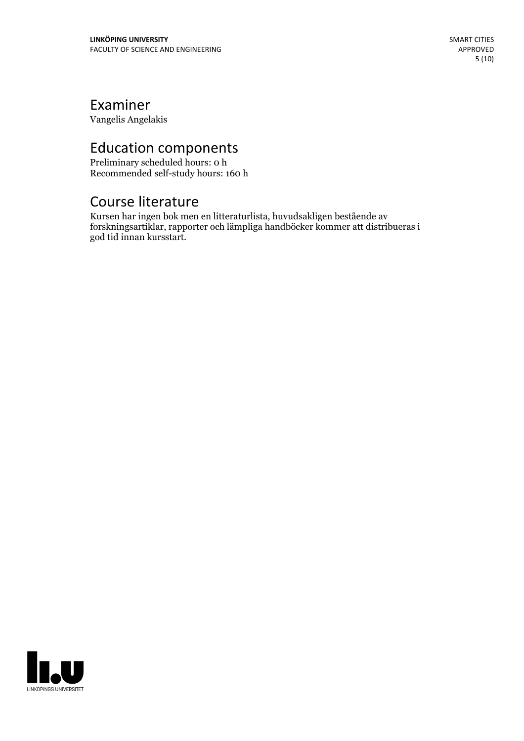# Examiner

Vangelis Angelakis

# Education components

Preliminary scheduled hours: 0 h
Recommended self-study hours: 160 h

# Course literature

Kursen har ingen bok men en litteraturlista, huvudsakligen bestående av forskningsartiklar, rapporter och lämpliga handböcker kommer att distribueras i god tid innan kursstart.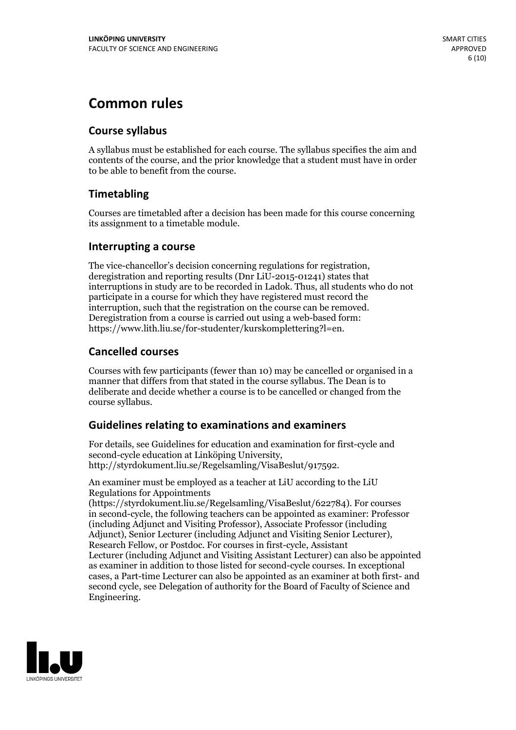# Common rules

## Course syllabus

A syllabus must be established for each course. The syllabus specifies the aim and contents of the course, and the prior knowledge that a student must have in order to be able to benefit from the course.

## Timetabling

Courses are timetabled after a decision has been made for this course concerning its assignment to a timetable module.

## Interrupting a course

The vice-chancellor's decision concerning regulations for registration, deregistration and reporting results (Dnr LiU-2015-01241) states that interruptions in study are to be recorded in Ladok. Thus, all students who do not participate in a course for which they have registered must record the interruption, such that the registration on the course can be removed. Deregistration from a course is carried out using a web-based form: https://www.lith.liu.se/for-studenter/kurskomplettering?l=en.

## Cancelled courses

Courses with few participants (fewer than 10) may be cancelled or organised in a manner that differs from that stated in the course syllabus. The Dean is to deliberate and decide whether a course is to be cancelled or changed from the course syllabus.

## Guidelines relating to examinations and examiners

For details, see Guidelines for education and examination for first-cycle and second-cycle education at Linköping University, http://styrdokument.liu.se/Regelsamling/VisaBeslut/917592.

An examiner must be employed as a teacher at LiU according to the LiU Regulations for Appointments (https://styrdokument.liu.se/Regelsamling/VisaBeslut/622784). For courses in second-cycle, the following teachers can be appointed as examiner: Professor (including Adjunct and Visiting Professor), Associate Professor (including Adjunct), Senior Lecturer (including Adjunct and Visiting Senior Lecturer), Research Fellow, or Postdoc. For courses in first-cycle, Assistant Lecturer (including Adjunct and Visiting Assistant Lecturer) can also be appointed as examiner in addition to those listed for second-cycle courses. In exceptional cases, a Part-time Lecturer can also be appointed as an examiner at both first- and second cycle, see Delegation of authority for the Board of Faculty of Science and Engineering.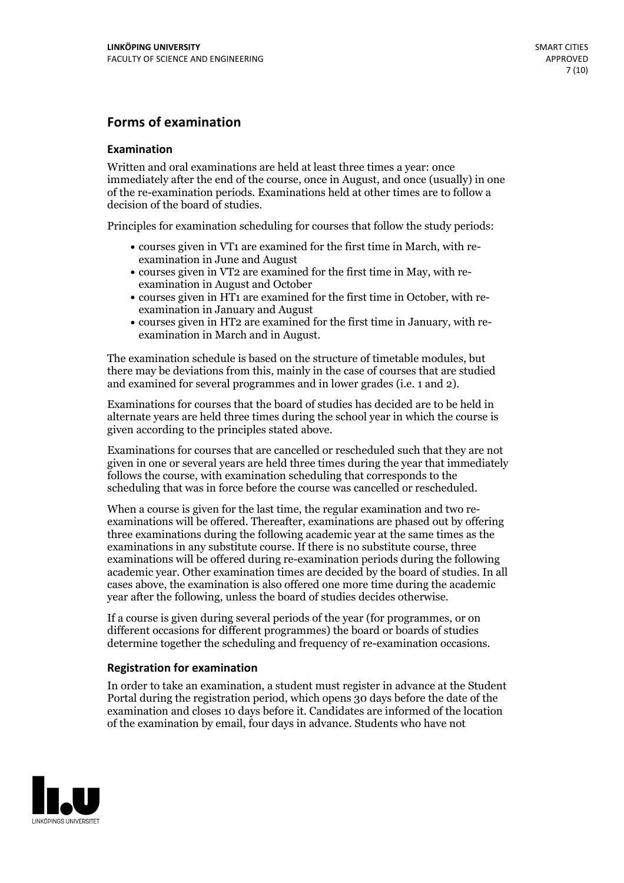## Forms of examination

### Examination

Written and oral examinations are held at least three times a year: once immediately after the end of the course, once in August, and once (usually) in one of the re-examination periods. Examinations held at other times are to follow a decision of the board of studies.

Principles for examination scheduling for courses that follow the study periods:

- courses given in VT1 are examined for the first time in March, with re-examination in June and August
- courses given in VT2 are examined for the first time in May, with re-examination in August and October
- courses given in HT1 are examined for the first time in October, with re-examination in January and August
- courses given in HT2 are examined for the first time in January, with re-examination in March and in August.

The examination schedule is based on the structure of timetable modules, but there may be deviations from this, mainly in the case of courses that are studied and examined for several programmes and in lower grades (i.e. 1 and 2).

Examinations for courses that the board of studies has decided are to be held in alternate years are held three times during the school year in which the course is given according to the principles stated above.

Examinations for courses that are cancelled or rescheduled such that they are not given in one or several years are held three times during the year that immediately follows the course, with examination scheduling that corresponds to the scheduling that was in force before the course was cancelled or rescheduled.

When a course is given for the last time, the regular examination and two re-examinations will be offered. Thereafter, examinations are phased out by offering three examinations during the following academic year at the same times as the examinations in any substitute course. If there is no substitute course, three examinations will be offered during re-examination periods during the following academic year. Other examination times are decided by the board of studies. In all cases above, the examination is also offered one more time during the academic year after the following, unless the board of studies decides otherwise.

If a course is given during several periods of the year (for programmes, or on different occasions for different programmes) the board or boards of studies determine together the scheduling and frequency of re-examination occasions.

### Registration for examination

In order to take an examination, a student must register in advance at the Student Portal during the registration period, which opens 30 days before the date of the examination and closes 10 days before it. Candidates are informed of the location of the examination by email, four days in advance. Students who have not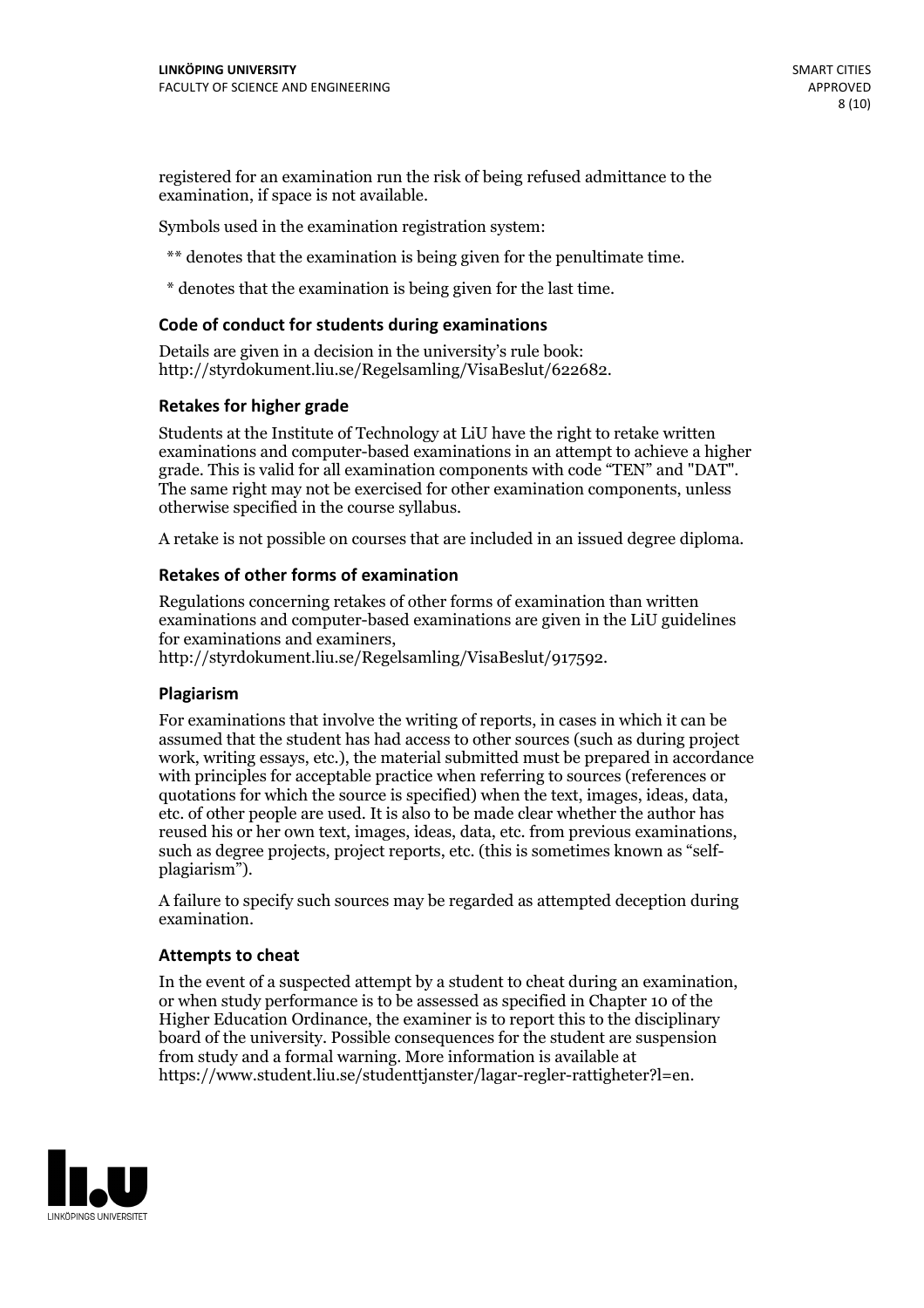registered for an examination run the risk of being refused admittance to the examination, if space is not available.

Symbols used in the examination registration system:

** denotes that the examination is being given for the penultimate time.

* denotes that the examination is being given for the last time.

### Code of conduct for students during examinations

Details are given in a decision in the university's rule book: http://styrdokument.liu.se/Regelsamling/VisaBeslut/622682.

### Retakes for higher grade

Students at the Institute of Technology at LiU have the right to retake written examinations and computer-based examinations in an attempt to achieve a higher grade. This is valid for all examination components with code "TEN" and "DAT". The same right may not be exercised for other examination components, unless otherwise specified in the course syllabus.

A retake is not possible on courses that are included in an issued degree diploma.

### Retakes of other forms of examination

Regulations concerning retakes of other forms of examination than written examinations and computer-based examinations are given in the LiU guidelines for examinations and examiners, http://styrdokument.liu.se/Regelsamling/VisaBeslut/917592.

### Plagiarism

For examinations that involve the writing of reports, in cases in which it can be assumed that the student has had access to other sources (such as during project work, writing essays, etc.), the material submitted must be prepared in accordance with principles for acceptable practice when referring to sources (references or quotations for which the source is specified) when the text, images, ideas, data, etc. of other people are used. It is also to be made clear whether the author has reused his or her own text, images, ideas, data, etc. from previous examinations, such as degree projects, project reports, etc. (this is sometimes known as "self-plagiarism").

A failure to specify such sources may be regarded as attempted deception during examination.

### Attempts to cheat

In the event of a suspected attempt by a student to cheat during an examination, or when study performance is to be assessed as specified in Chapter 10 of the Higher Education Ordinance, the examiner is to report this to the disciplinary board of the university. Possible consequences for the student are suspension from study and a formal warning. More information is available at https://www.student.liu.se/studenttjanster/lagar-regler-rattigheter?l=en.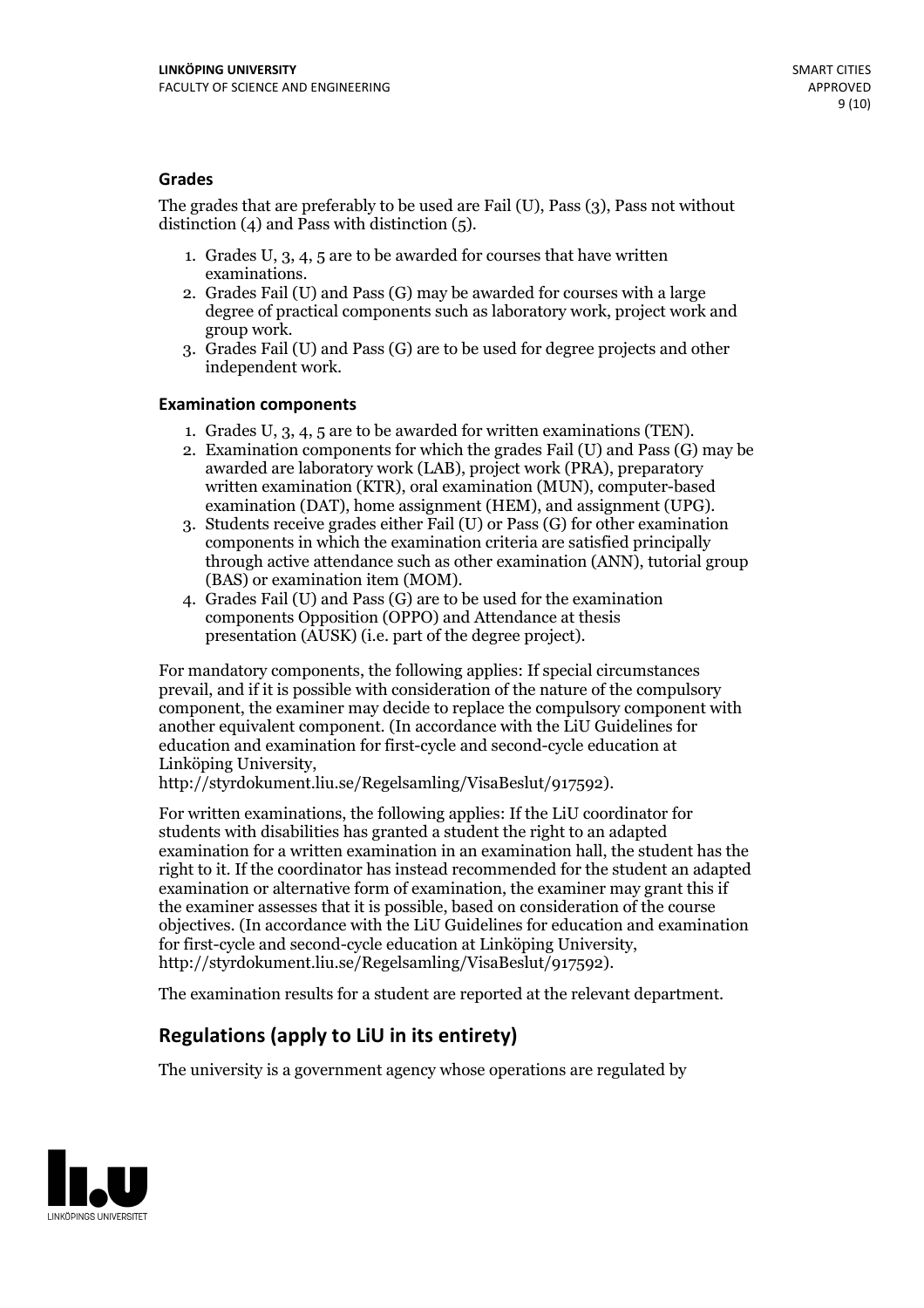### Grades

The grades that are preferably to be used are Fail (U), Pass (3), Pass not without distinction (4) and Pass with distinction (5).

1. Grades U, 3, 4, 5 are to be awarded for courses that have written examinations.
2. Grades Fail (U) and Pass (G) may be awarded for courses with a large degree of practical components such as laboratory work, project work and group work.
3. Grades Fail (U) and Pass (G) are to be used for degree projects and other independent work.

### Examination components

1. Grades U, 3, 4, 5 are to be awarded for written examinations (TEN).
2. Examination components for which the grades Fail (U) and Pass (G) may be awarded are laboratory work (LAB), project work (PRA), preparatory written examination (KTR), oral examination (MUN), computer-based examination (DAT), home assignment (HEM), and assignment (UPG).
3. Students receive grades either Fail (U) or Pass (G) for other examination components in which the examination criteria are satisfied principally through active attendance such as other examination (ANN), tutorial group (BAS) or examination item (MOM).
4. Grades Fail (U) and Pass (G) are to be used for the examination components Opposition (OPPO) and Attendance at thesis presentation (AUSK) (i.e. part of the degree project).

For mandatory components, the following applies: If special circumstances prevail, and if it is possible with consideration of the nature of the compulsory component, the examiner may decide to replace the compulsory component with another equivalent component. (In accordance with the LiU Guidelines for education and examination for first-cycle and second-cycle education at Linköping University, http://styrdokument.liu.se/Regelsamling/VisaBeslut/917592).

For written examinations, the following applies: If the LiU coordinator for students with disabilities has granted a student the right to an adapted examination for a written examination in an examination hall, the student has the right to it. If the coordinator has instead recommended for the student an adapted examination or alternative form of examination, the examiner may grant this if the examiner assesses that it is possible, based on consideration of the course objectives. (In accordance with the LiU Guidelines for education and examination for first-cycle and second-cycle education at Linköping University, http://styrdokument.liu.se/Regelsamling/VisaBeslut/917592).

The examination results for a student are reported at the relevant department.

## Regulations (apply to LiU in its entirety)

The university is a government agency whose operations are regulated by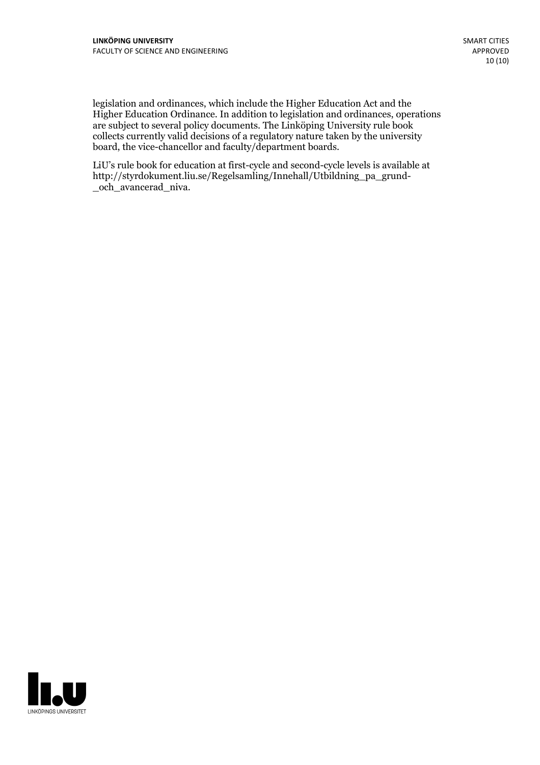legislation and ordinances, which include the Higher Education Act and the Higher Education Ordinance. In addition to legislation and ordinances, operations are subject to several policy documents. The Linköping University rule book collects currently valid decisions of a regulatory nature taken by the university board, the vice-chancellor and faculty/department boards.

LiU's rule book for education at first-cycle and second-cycle levels is available at http://styrdokument.liu.se/Regelsamling/Innehall/Utbildning_pa_grund-_och_avancerad_niva.